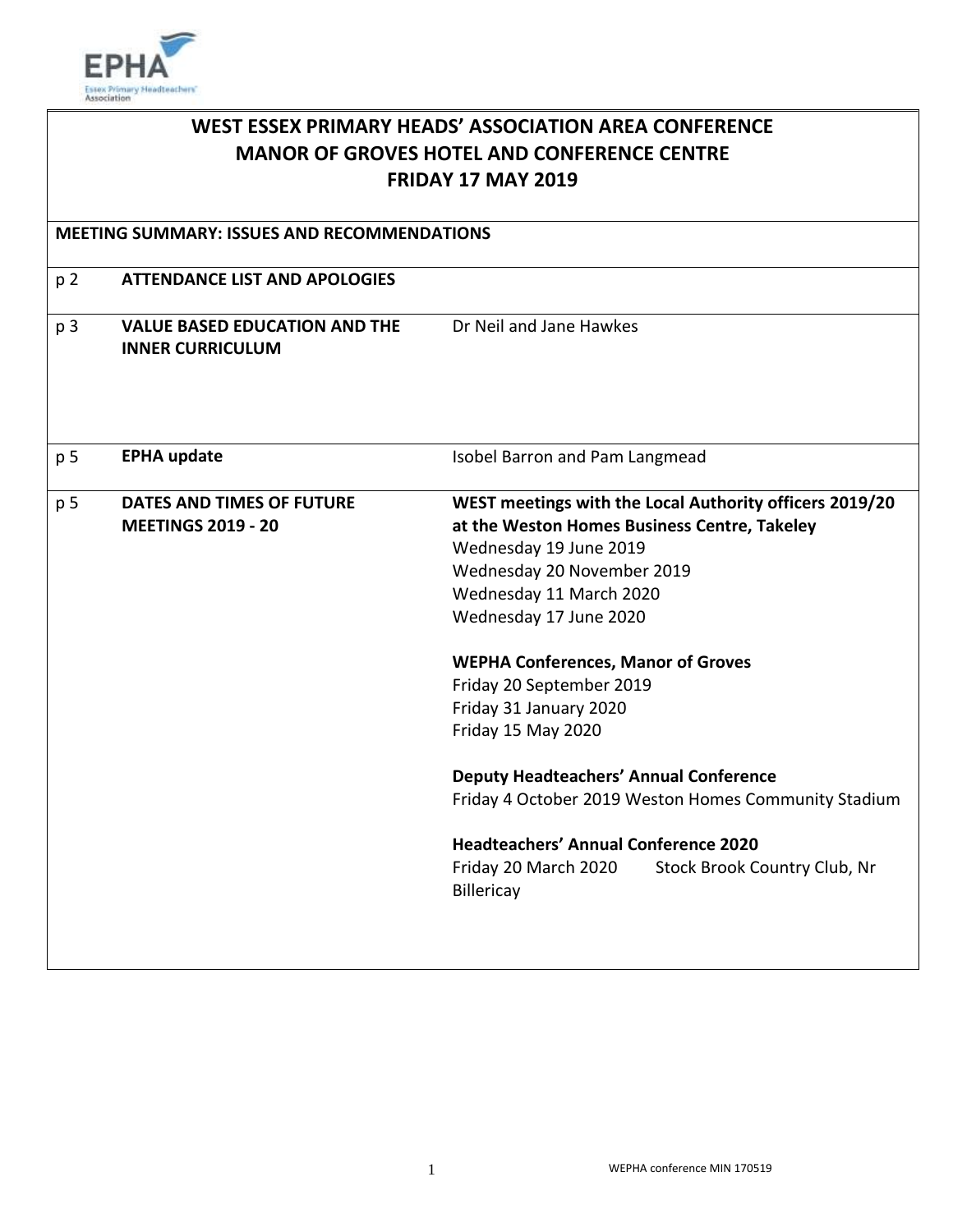# WEST ESSEX PRIMARY HEADS' ASSOCIATION AREA CONFERENCE
# MANOR OF GROVES HOTEL AND CONFERENCE CENTRE
# FRIDAY 17 MAY 2019

**MEETING SUMMARY: ISSUES AND RECOMMENDATIONS**

| Page | Item | Details |
|---|---|---|
| p 2 | **ATTENDANCE LIST AND APOLOGIES** | |
| p 3 | **VALUE BASED EDUCATION AND THE INNER CURRICULUM** | Dr Neil and Jane Hawkes |
| p 5 | **EPHA update** | Isobel Barron and Pam Langmead |
| p 5 | **DATES AND TIMES OF FUTURE MEETINGS 2019 - 20** | **WEST meetings with the Local Authority officers 2019/20 at the Weston Homes Business Centre, Takeley**<br>Wednesday 19 June 2019<br>Wednesday 20 November 2019<br>Wednesday 11 March 2020<br>Wednesday 17 June 2020<br><br>**WEPHA Conferences, Manor of Groves**<br>Friday 20 September 2019<br>Friday 31 January 2020<br>Friday 15 May 2020<br><br>**Deputy Headteachers' Annual Conference**<br>Friday 4 October 2019 Weston Homes Community Stadium<br><br>**Headteachers' Annual Conference 2020**<br>Friday 20 March 2020 Stock Brook Country Club, Nr Billericay |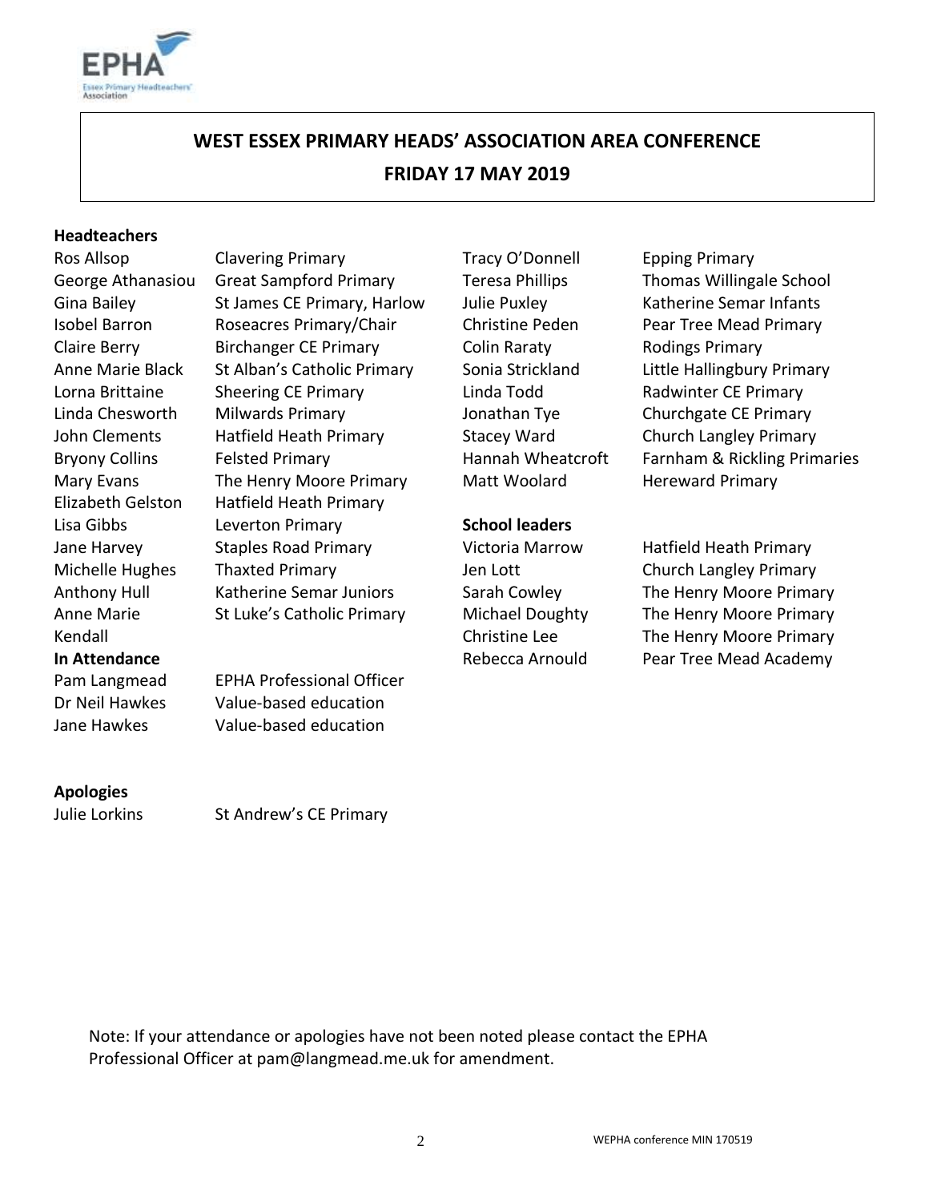# WEST ESSEX PRIMARY HEADS' ASSOCIATION AREA CONFERENCE
## FRIDAY 17 MAY 2019

**Headteachers**

| | |
|---|---|
| Ros Allsop | Clavering Primary |
| George Athanasiou | Great Sampford Primary |
| Gina Bailey | St James CE Primary, Harlow |
| Isobel Barron | Roseacres Primary/Chair |
| Claire Berry | Birchanger CE Primary |
| Anne Marie Black | St Alban's Catholic Primary |
| Lorna Brittaine | Sheering CE Primary |
| Linda Chesworth | Milwards Primary |
| John Clements | Hatfield Heath Primary |
| Bryony Collins | Felsted Primary |
| Mary Evans | The Henry Moore Primary |
| Elizabeth Gelston | Hatfield Heath Primary |
| Lisa Gibbs | Leverton Primary |
| Jane Harvey | Staples Road Primary |
| Michelle Hughes | Thaxted Primary |
| Anthony Hull | Katherine Semar Juniors |
| Anne Marie Kendall | St Luke's Catholic Primary |
| Tracy O'Donnell | Epping Primary |
| Teresa Phillips | Thomas Willingale School |
| Julie Puxley | Katherine Semar Infants |
| Christine Peden | Pear Tree Mead Primary |
| Colin Raraty | Rodings Primary |
| Sonia Strickland | Little Hallingbury Primary |
| Linda Todd | Radwinter CE Primary |
| Jonathan Tye | Churchgate CE Primary |
| Stacey Ward | Church Langley Primary |
| Hannah Wheatcroft | Farnham & Rickling Primaries |
| Matt Woolard | Hereward Primary |

**School leaders**

| | |
|---|---|
| Victoria Marrow | Hatfield Heath Primary |
| Jen Lott | Church Langley Primary |
| Sarah Cowley | The Henry Moore Primary |
| Michael Doughty | The Henry Moore Primary |
| Christine Lee | The Henry Moore Primary |
| Rebecca Arnould | Pear Tree Mead Academy |

**In Attendance**

| | |
|---|---|
| Pam Langmead | EPHA Professional Officer |
| Dr Neil Hawkes | Value-based education |
| Jane Hawkes | Value-based education |

**Apologies**

| | |
|---|---|
| Julie Lorkins | St Andrew's CE Primary |

Note: If your attendance or apologies have not been noted please contact the EPHA Professional Officer at pam@langmead.me.uk for amendment.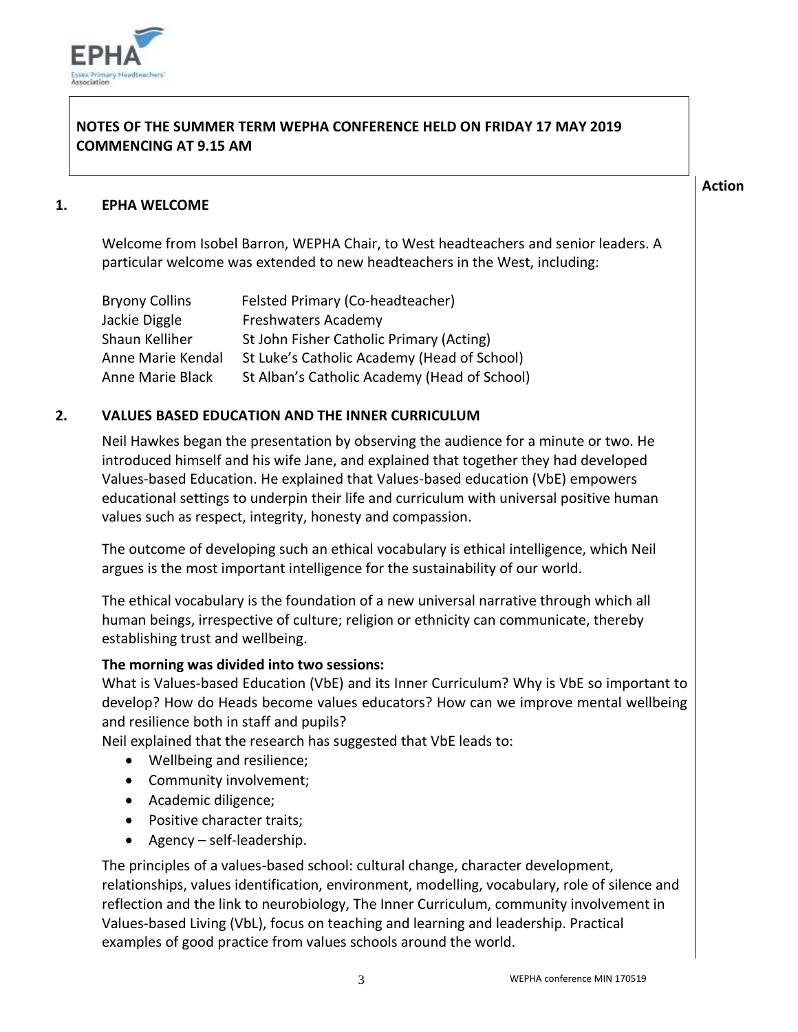**NOTES OF THE SUMMER TERM WEPHA CONFERENCE HELD ON FRIDAY 17 MAY 2019 COMMENCING AT 9.15 AM**

**Action**

## 1. EPHA WELCOME

Welcome from Isobel Barron, WEPHA Chair, to West headteachers and senior leaders. A particular welcome was extended to new headteachers in the West, including:

| | |
|---|---|
| Bryony Collins | Felsted Primary (Co-headteacher) |
| Jackie Diggle | Freshwaters Academy |
| Shaun Kelliher | St John Fisher Catholic Primary (Acting) |
| Anne Marie Kendal | St Luke's Catholic Academy (Head of School) |
| Anne Marie Black | St Alban's Catholic Academy (Head of School) |

## 2. VALUES BASED EDUCATION AND THE INNER CURRICULUM

Neil Hawkes began the presentation by observing the audience for a minute or two. He introduced himself and his wife Jane, and explained that together they had developed Values-based Education. He explained that Values-based education (VbE) empowers educational settings to underpin their life and curriculum with universal positive human values such as respect, integrity, honesty and compassion.

The outcome of developing such an ethical vocabulary is ethical intelligence, which Neil argues is the most important intelligence for the sustainability of our world.

The ethical vocabulary is the foundation of a new universal narrative through which all human beings, irrespective of culture; religion or ethnicity can communicate, thereby establishing trust and wellbeing.

**The morning was divided into two sessions:**

What is Values-based Education (VbE) and its Inner Curriculum? Why is VbE so important to develop? How do Heads become values educators? How can we improve mental wellbeing and resilience both in staff and pupils?

Neil explained that the research has suggested that VbE leads to:

- Wellbeing and resilience;
- Community involvement;
- Academic diligence;
- Positive character traits;
- Agency – self-leadership.

The principles of a values-based school: cultural change, character development, relationships, values identification, environment, modelling, vocabulary, role of silence and reflection and the link to neurobiology, The Inner Curriculum, community involvement in Values-based Living (VbL), focus on teaching and learning and leadership. Practical examples of good practice from values schools around the world.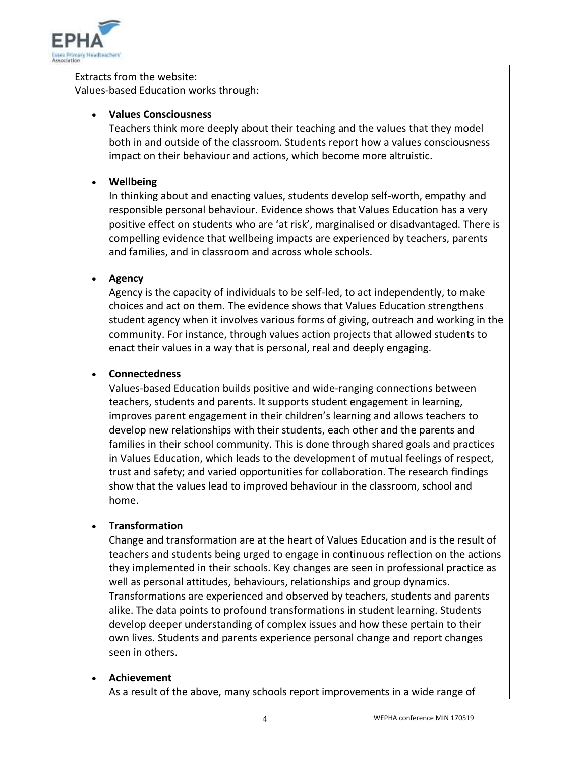Extracts from the website:
Values-based Education works through:

- **Values Consciousness**
  Teachers think more deeply about their teaching and the values that they model both in and outside of the classroom. Students report how a values consciousness impact on their behaviour and actions, which become more altruistic.

- **Wellbeing**
  In thinking about and enacting values, students develop self-worth, empathy and responsible personal behaviour. Evidence shows that Values Education has a very positive effect on students who are 'at risk', marginalised or disadvantaged. There is compelling evidence that wellbeing impacts are experienced by teachers, parents and families, and in classroom and across whole schools.

- **Agency**
  Agency is the capacity of individuals to be self-led, to act independently, to make choices and act on them. The evidence shows that Values Education strengthens student agency when it involves various forms of giving, outreach and working in the community. For instance, through values action projects that allowed students to enact their values in a way that is personal, real and deeply engaging.

- **Connectedness**
  Values-based Education builds positive and wide-ranging connections between teachers, students and parents. It supports student engagement in learning, improves parent engagement in their children's learning and allows teachers to develop new relationships with their students, each other and the parents and families in their school community. This is done through shared goals and practices in Values Education, which leads to the development of mutual feelings of respect, trust and safety; and varied opportunities for collaboration. The research findings show that the values lead to improved behaviour in the classroom, school and home.

- **Transformation**
  Change and transformation are at the heart of Values Education and is the result of teachers and students being urged to engage in continuous reflection on the actions they implemented in their schools. Key changes are seen in professional practice as well as personal attitudes, behaviours, relationships and group dynamics. Transformations are experienced and observed by teachers, students and parents alike. The data points to profound transformations in student learning. Students develop deeper understanding of complex issues and how these pertain to their own lives. Students and parents experience personal change and report changes seen in others.

- **Achievement**
  As a result of the above, many schools report improvements in a wide range of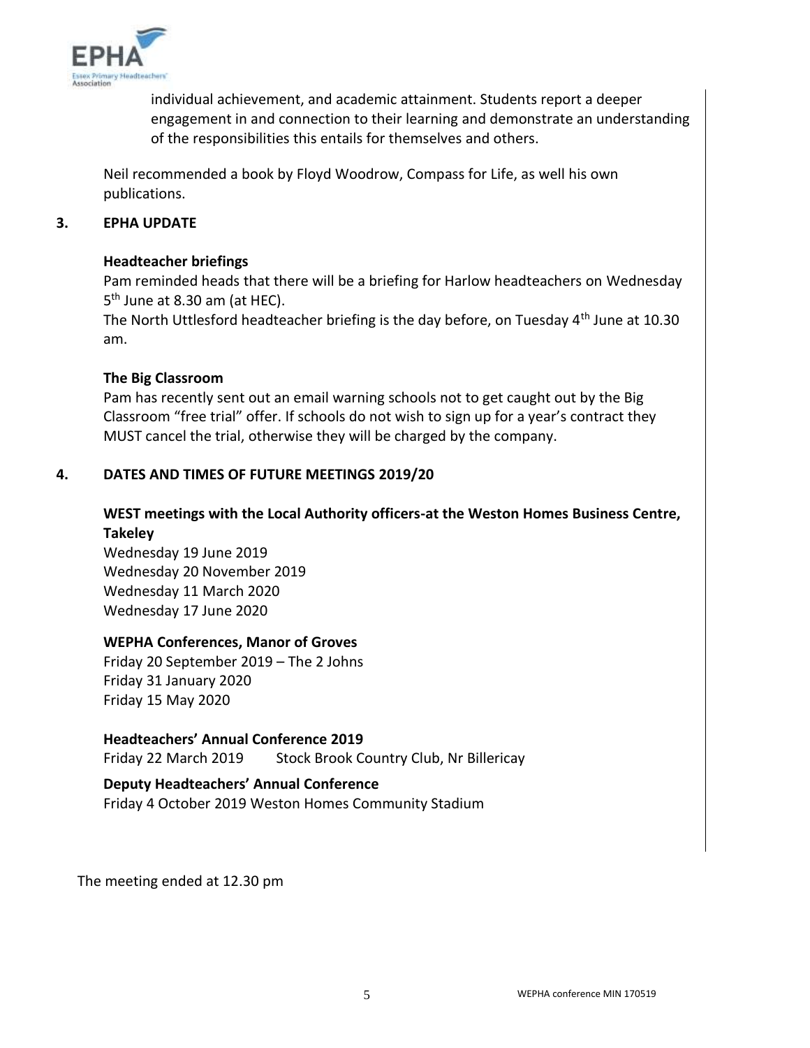individual achievement, and academic attainment. Students report a deeper engagement in and connection to their learning and demonstrate an understanding of the responsibilities this entails for themselves and others.

Neil recommended a book by Floyd Woodrow, Compass for Life, as well his own publications.

**3. EPHA UPDATE**

**Headteacher briefings**

Pam reminded heads that there will be a briefing for Harlow headteachers on Wednesday 5th June at 8.30 am (at HEC).

The North Uttlesford headteacher briefing is the day before, on Tuesday 4th June at 10.30 am.

**The Big Classroom**

Pam has recently sent out an email warning schools not to get caught out by the Big Classroom "free trial" offer. If schools do not wish to sign up for a year's contract they MUST cancel the trial, otherwise they will be charged by the company.

**4. DATES AND TIMES OF FUTURE MEETINGS 2019/20**

**WEST meetings with the Local Authority officers-at the Weston Homes Business Centre, Takeley**

Wednesday 19 June 2019
Wednesday 20 November 2019
Wednesday 11 March 2020
Wednesday 17 June 2020

**WEPHA Conferences, Manor of Groves**

Friday 20 September 2019 – The 2 Johns
Friday 31 January 2020
Friday 15 May 2020

**Headteachers' Annual Conference 2019**

Friday 22 March 2019 Stock Brook Country Club, Nr Billericay

**Deputy Headteachers' Annual Conference**

Friday 4 October 2019 Weston Homes Community Stadium

The meeting ended at 12.30 pm